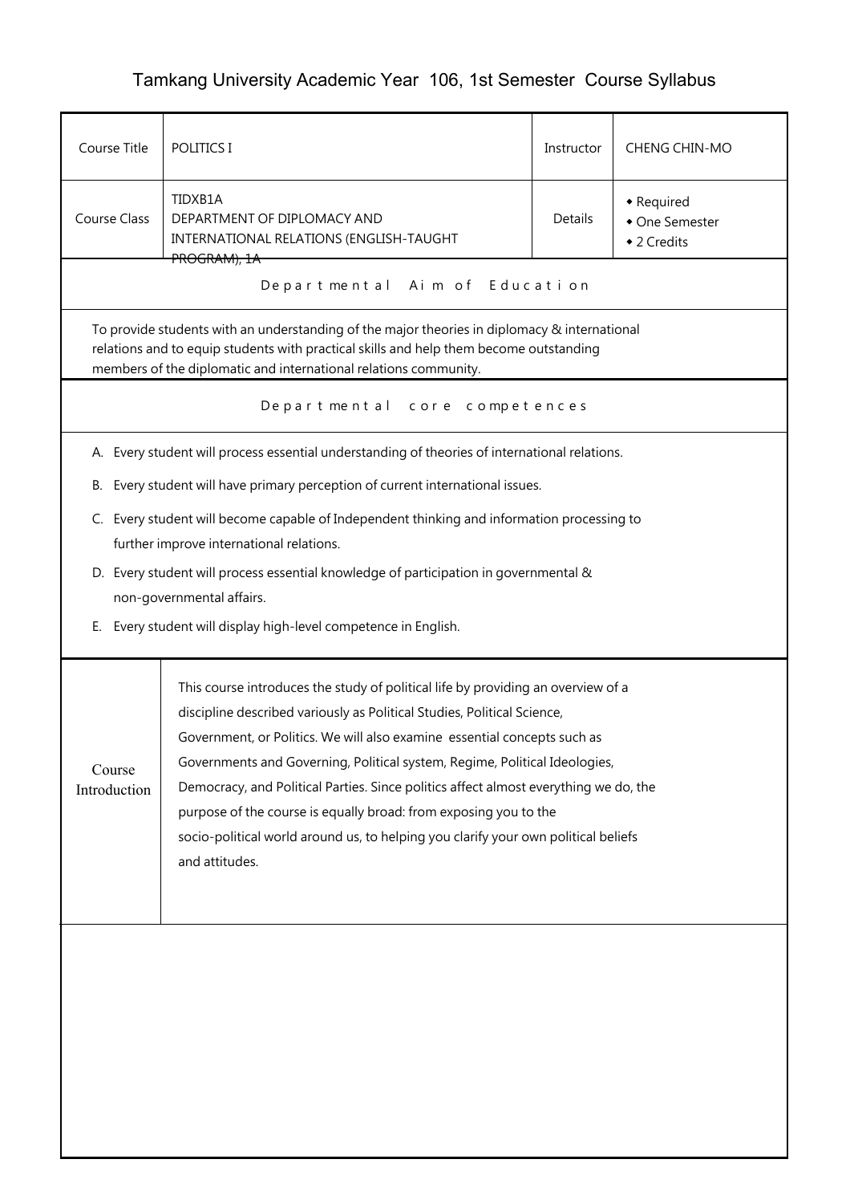# Tamkang University Academic Year 106, 1st Semester Course Syllabus

| Course Title | POLITICS I | Instructor | CHENG CHIN-MO |
|---|---|---|---|
| Course Class | TIDXB1A<br>DEPARTMENT OF DIPLOMACY AND INTERNATIONAL RELATIONS (ENGLISH-TAUGHT PROGRAM), 1A | Details | ◆ Required<br>◆ One Semester<br>◆ 2 Credits |

## Departmental Aim of Education

To provide students with an understanding of the major theories in diplomacy & international relations and to equip students with practical skills and help them become outstanding members of the diplomatic and international relations community.

## Departmental core competences

A. Every student will process essential understanding of theories of international relations.

B. Every student will have primary perception of current international issues.

C. Every student will become capable of Independent thinking and information processing to further improve international relations.

D. Every student will process essential knowledge of participation in governmental & non-governmental affairs.

E. Every student will display high-level competence in English.

## Course Introduction

This course introduces the study of political life by providing an overview of a discipline described variously as Political Studies, Political Science, Government, or Politics. We will also examine essential concepts such as Governments and Governing, Political system, Regime, Political Ideologies, Democracy, and Political Parties. Since politics affect almost everything we do, the purpose of the course is equally broad: from exposing you to the socio-political world around us, to helping you clarify your own political beliefs and attitudes.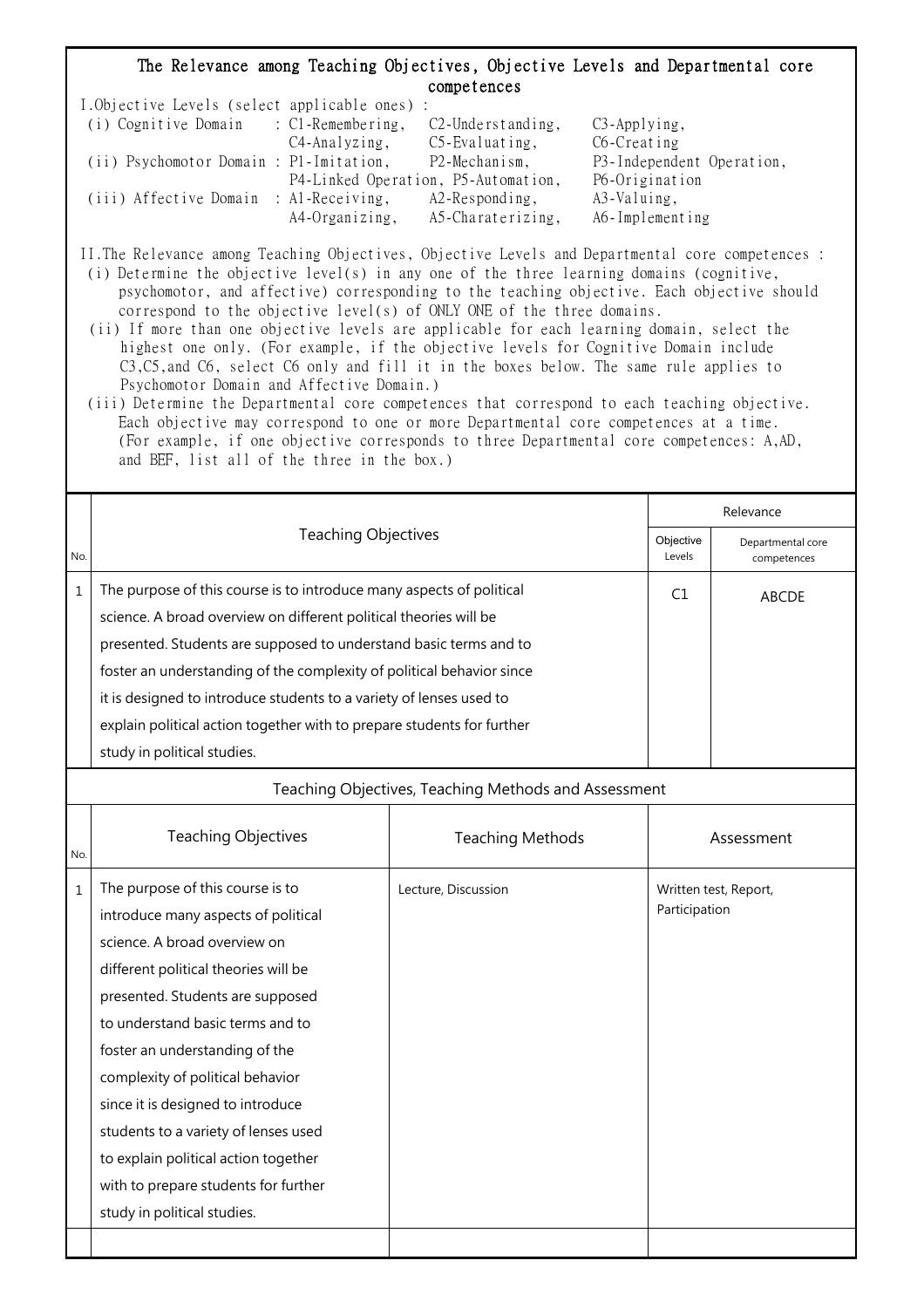## The Relevance among Teaching Objectives, Objective Levels and Departmental core competences

I.Objective Levels (select applicable ones) :

(i) Cognitive Domain : C1-Remembering, C2-Understanding, C3-Applying, C4-Analyzing, C5-Evaluating, C6-Creating

(ii) Psychomotor Domain : P1-Imitation, P2-Mechanism, P3-Independent Operation, P4-Linked Operation, P5-Automation, P6-Origination

(iii) Affective Domain : A1-Receiving, A2-Responding, A3-Valuing, A4-Organizing, A5-Charaterizing, A6-Implementing

II.The Relevance among Teaching Objectives, Objective Levels and Departmental core competences :

(i) Determine the objective level(s) in any one of the three learning domains (cognitive, psychomotor, and affective) corresponding to the teaching objective. Each objective should correspond to the objective level(s) of ONLY ONE of the three domains.

(ii) If more than one objective levels are applicable for each learning domain, select the highest one only. (For example, if the objective levels for Cognitive Domain include C3,C5,and C6, select C6 only and fill it in the boxes below. The same rule applies to Psychomotor Domain and Affective Domain.)

(iii) Determine the Departmental core competences that correspond to each teaching objective. Each objective may correspond to one or more Departmental core competences at a time. (For example, if one objective corresponds to three Departmental core competences: A,AD, and BEF, list all of the three in the box.)

| No. | Teaching Objectives | Relevance | |
|---|---|---|---|
| | | Objective Levels | Departmental core competences |
| 1 | The purpose of this course is to introduce many aspects of political science. A broad overview on different political theories will be presented. Students are supposed to understand basic terms and to foster an understanding of the complexity of political behavior since it is designed to introduce students to a variety of lenses used to explain political action together with to prepare students for further study in political studies. | C1 | ABCDE |

### Teaching Objectives, Teaching Methods and Assessment

| No. | Teaching Objectives | Teaching Methods | Assessment |
|---|---|---|---|
| 1 | The purpose of this course is to introduce many aspects of political science. A broad overview on different political theories will be presented. Students are supposed to understand basic terms and to foster an understanding of the complexity of political behavior since it is designed to introduce students to a variety of lenses used to explain political action together with to prepare students for further study in political studies. | Lecture, Discussion | Written test, Report, Participation |
| | | | |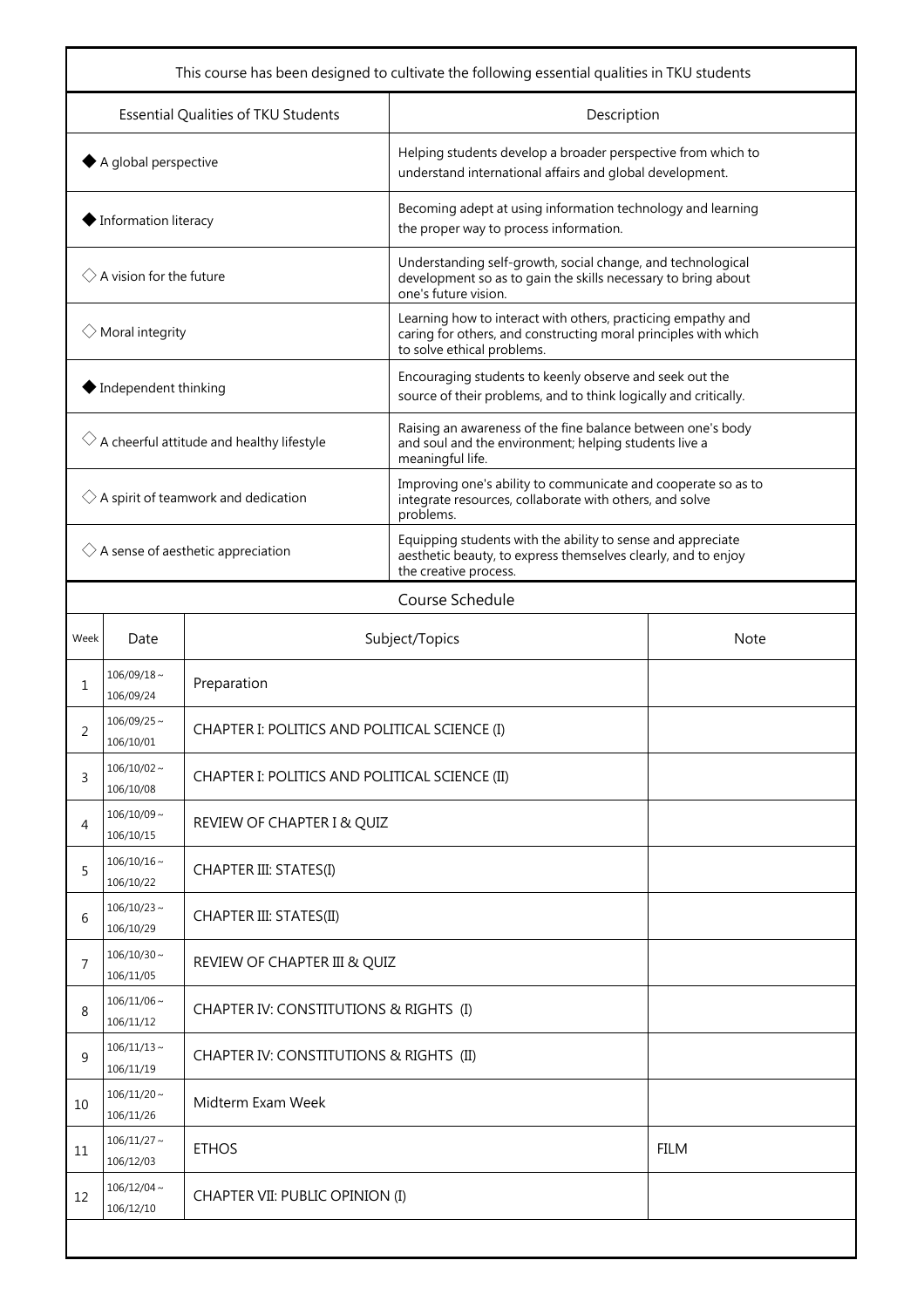| This course has been designed to cultivate the following essential qualities in TKU students | |
|---|---|
| Essential Qualities of TKU Students | Description |
| ◆ A global perspective | Helping students develop a broader perspective from which to understand international affairs and global development. |
| ◆ Information literacy | Becoming adept at using information technology and learning the proper way to process information. |
| ◇ A vision for the future | Understanding self-growth, social change, and technological development so as to gain the skills necessary to bring about one's future vision. |
| ◇ Moral integrity | Learning how to interact with others, practicing empathy and caring for others, and constructing moral principles with which to solve ethical problems. |
| ◆ Independent thinking | Encouraging students to keenly observe and seek out the source of their problems, and to think logically and critically. |
| ◇ A cheerful attitude and healthy lifestyle | Raising an awareness of the fine balance between one's body and soul and the environment; helping students live a meaningful life. |
| ◇ A spirit of teamwork and dedication | Improving one's ability to communicate and cooperate so as to integrate resources, collaborate with others, and solve problems. |
| ◇ A sense of aesthetic appreciation | Equipping students with the ability to sense and appreciate aesthetic beauty, to express themselves clearly, and to enjoy the creative process. |

## Course Schedule

| Week | Date | Subject/Topics | Note |
|---|---|---|---|
| 1 | 106/09/18～106/09/24 | Preparation | |
| 2 | 106/09/25～106/10/01 | CHAPTER I: POLITICS AND POLITICAL SCIENCE (I) | |
| 3 | 106/10/02～106/10/08 | CHAPTER I: POLITICS AND POLITICAL SCIENCE (II) | |
| 4 | 106/10/09～106/10/15 | REVIEW OF CHAPTER I & QUIZ | |
| 5 | 106/10/16～106/10/22 | CHAPTER III: STATES(I) | |
| 6 | 106/10/23～106/10/29 | CHAPTER III: STATES(II) | |
| 7 | 106/10/30～106/11/05 | REVIEW OF CHAPTER III & QUIZ | |
| 8 | 106/11/06～106/11/12 | CHAPTER IV: CONSTITUTIONS & RIGHTS (I) | |
| 9 | 106/11/13～106/11/19 | CHAPTER IV: CONSTITUTIONS & RIGHTS (II) | |
| 10 | 106/11/20～106/11/26 | Midterm Exam Week | |
| 11 | 106/11/27～106/12/03 | ETHOS | FILM |
| 12 | 106/12/04～106/12/10 | CHAPTER VII: PUBLIC OPINION (I) | |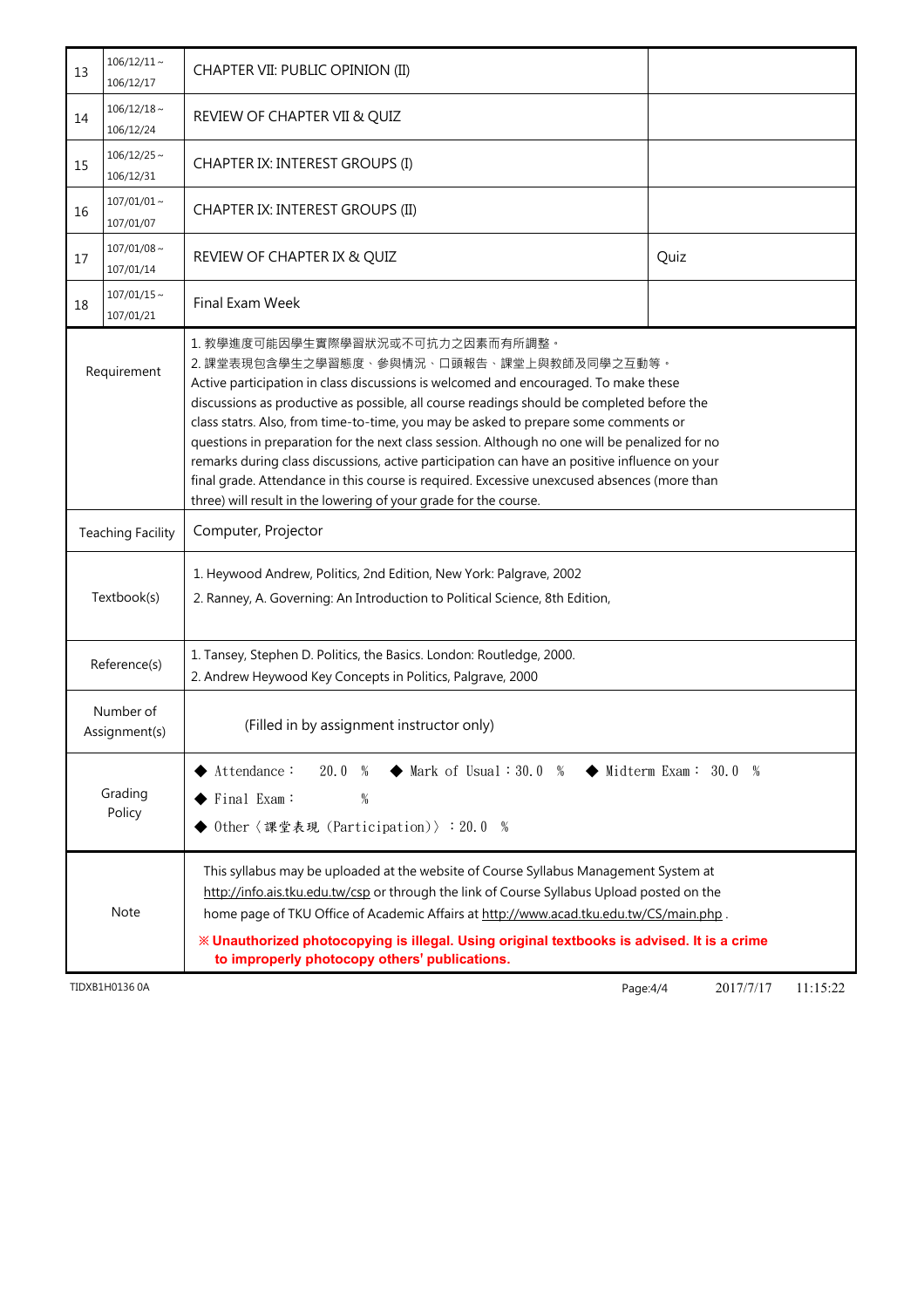| | | | |
|---|---|---|---|
| 13 | 106/12/11～106/12/17 | CHAPTER VII: PUBLIC OPINION (II) | |
| 14 | 106/12/18～106/12/24 | REVIEW OF CHAPTER VII & QUIZ | |
| 15 | 106/12/25～106/12/31 | CHAPTER IX: INTEREST GROUPS (I) | |
| 16 | 107/01/01～107/01/07 | CHAPTER IX: INTEREST GROUPS (II) | |
| 17 | 107/01/08～107/01/14 | REVIEW OF CHAPTER IX & QUIZ | Quiz |
| 18 | 107/01/15～107/01/21 | Final Exam Week | |

| | |
|---|---|
| Requirement | 1. 教學進度可能因學生實際學習狀況或不可抗力之因素而有所調整。<br>2. 課堂表現包含學生之學習態度、參與情況、口頭報告、課堂上與教師及同學之互動等。<br>Active participation in class discussions is welcomed and encouraged. To make these discussions as productive as possible, all course readings should be completed before the class statrs. Also, from time-to-time, you may be asked to prepare some comments or questions in preparation for the next class session. Although no one will be penalized for no remarks during class discussions, active participation can have an positive influence on your final grade. Attendance in this course is required. Excessive unexcused absences (more than three) will result in the lowering of your grade for the course. |
| Teaching Facility | Computer, Projector |
| Textbook(s) | 1. Heywood Andrew, Politics, 2nd Edition, New York: Palgrave, 2002<br>2. Ranney, A. Governing: An Introduction to Political Science, 8th Edition, |
| Reference(s) | 1. Tansey, Stephen D. Politics, the Basics. London: Routledge, 2000.<br>2. Andrew Heywood Key Concepts in Politics, Palgrave, 2000 |
| Number of Assignment(s) | (Filled in by assignment instructor only) |
| Grading Policy | ◆ Attendance： 20.0 ％ ◆ Mark of Usual：30.0 ％ ◆ Midterm Exam： 30.0 ％<br>◆ Final Exam： ％<br>◆ Other〈課堂表現 (Participation)〉：20.0 ％ |
| Note | This syllabus may be uploaded at the website of Course Syllabus Management System at http://info.ais.tku.edu.tw/csp or through the link of Course Syllabus Upload posted on the home page of TKU Office of Academic Affairs at http://www.acad.tku.edu.tw/CS/main.php .<br>**※ Unauthorized photocopying is illegal. Using original textbooks is advised. It is a crime to improperly photocopy others' publications.** |

TIDXB1H0136 0A 2017/7/17 11:15:22